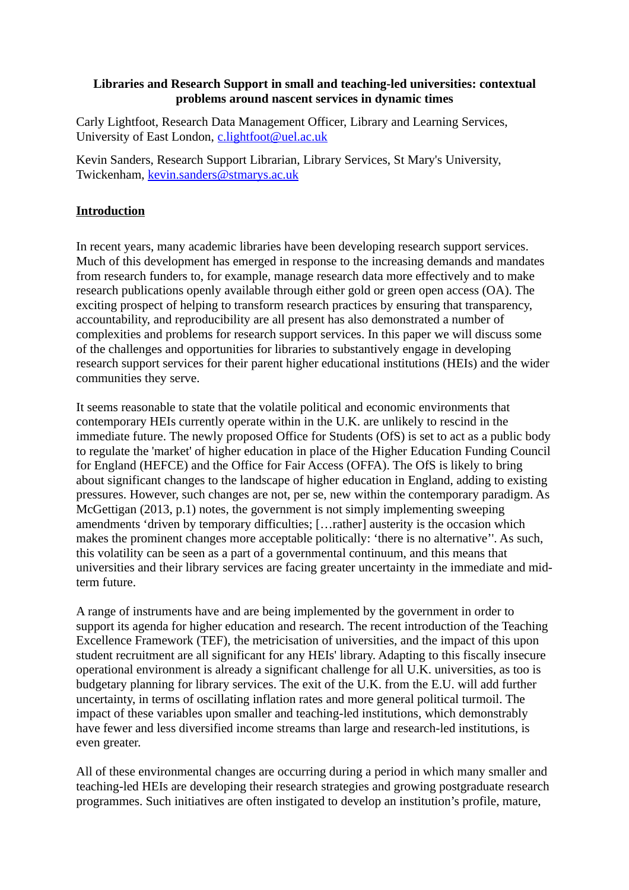**Libraries and Research Support in small and teaching-led universities: contextual problems around nascent services in dynamic times**

Carly Lightfoot, Research Data Management Officer, Library and Learning Services, University of East London, c.lightfoot@uel.ac.uk

Kevin Sanders, Research Support Librarian, Library Services, St Mary's University, Twickenham, kevin.sanders@stmarys.ac.uk

## Introduction

In recent years, many academic libraries have been developing research support services. Much of this development has emerged in response to the increasing demands and mandates from research funders to, for example, manage research data more effectively and to make research publications openly available through either gold or green open access (OA). The exciting prospect of helping to transform research practices by ensuring that transparency, accountability, and reproducibility are all present has also demonstrated a number of complexities and problems for research support services. In this paper we will discuss some of the challenges and opportunities for libraries to substantively engage in developing research support services for their parent higher educational institutions (HEIs) and the wider communities they serve.

It seems reasonable to state that the volatile political and economic environments that contemporary HEIs currently operate within in the U.K. are unlikely to rescind in the immediate future. The newly proposed Office for Students (OfS) is set to act as a public body to regulate the 'market' of higher education in place of the Higher Education Funding Council for England (HEFCE) and the Office for Fair Access (OFFA). The OfS is likely to bring about significant changes to the landscape of higher education in England, adding to existing pressures. However, such changes are not, per se, new within the contemporary paradigm. As McGettigan (2013, p.1) notes, the government is not simply implementing sweeping amendments 'driven by temporary difficulties; […rather] austerity is the occasion which makes the prominent changes more acceptable politically: 'there is no alternative''. As such, this volatility can be seen as a part of a governmental continuum, and this means that universities and their library services are facing greater uncertainty in the immediate and mid-term future.

A range of instruments have and are being implemented by the government in order to support its agenda for higher education and research. The recent introduction of the Teaching Excellence Framework (TEF), the metricisation of universities, and the impact of this upon student recruitment are all significant for any HEIs' library. Adapting to this fiscally insecure operational environment is already a significant challenge for all U.K. universities, as too is budgetary planning for library services. The exit of the U.K. from the E.U. will add further uncertainty, in terms of oscillating inflation rates and more general political turmoil. The impact of these variables upon smaller and teaching-led institutions, which demonstrably have fewer and less diversified income streams than large and research-led institutions, is even greater.

All of these environmental changes are occurring during a period in which many smaller and teaching-led HEIs are developing their research strategies and growing postgraduate research programmes. Such initiatives are often instigated to develop an institution's profile, mature,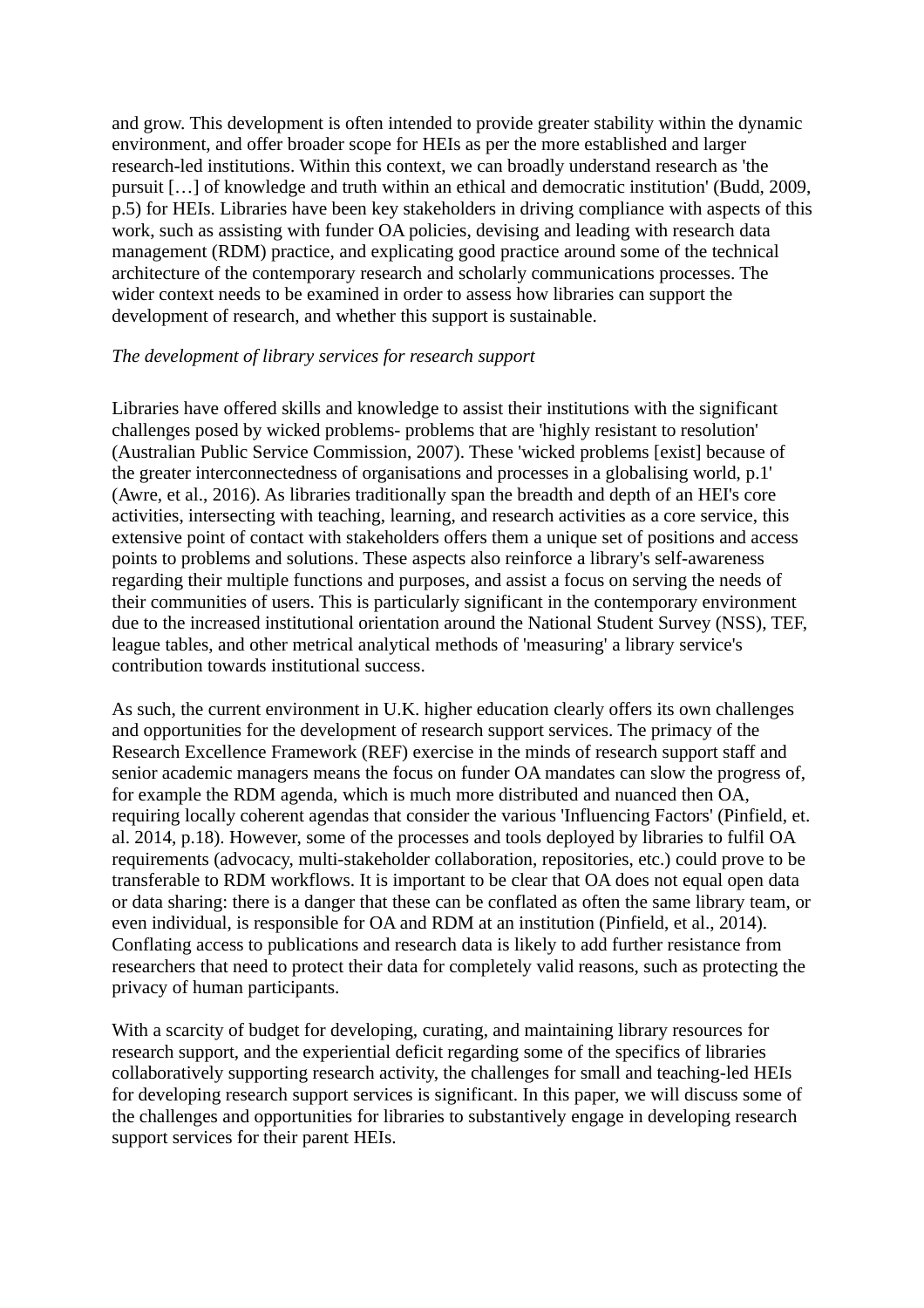and grow. This development is often intended to provide greater stability within the dynamic environment, and offer broader scope for HEIs as per the more established and larger research-led institutions. Within this context, we can broadly understand research as 'the pursuit […] of knowledge and truth within an ethical and democratic institution' (Budd, 2009, p.5) for HEIs. Libraries have been key stakeholders in driving compliance with aspects of this work, such as assisting with funder OA policies, devising and leading with research data management (RDM) practice, and explicating good practice around some of the technical architecture of the contemporary research and scholarly communications processes. The wider context needs to be examined in order to assess how libraries can support the development of research, and whether this support is sustainable.

*The development of library services for research support*

Libraries have offered skills and knowledge to assist their institutions with the significant challenges posed by wicked problems- problems that are 'highly resistant to resolution' (Australian Public Service Commission, 2007). These 'wicked problems [exist] because of the greater interconnectedness of organisations and processes in a globalising world, p.1' (Awre, et al., 2016). As libraries traditionally span the breadth and depth of an HEI's core activities, intersecting with teaching, learning, and research activities as a core service, this extensive point of contact with stakeholders offers them a unique set of positions and access points to problems and solutions. These aspects also reinforce a library's self-awareness regarding their multiple functions and purposes, and assist a focus on serving the needs of their communities of users. This is particularly significant in the contemporary environment due to the increased institutional orientation around the National Student Survey (NSS), TEF, league tables, and other metrical analytical methods of 'measuring' a library service's contribution towards institutional success.

As such, the current environment in U.K. higher education clearly offers its own challenges and opportunities for the development of research support services. The primacy of the Research Excellence Framework (REF) exercise in the minds of research support staff and senior academic managers means the focus on funder OA mandates can slow the progress of, for example the RDM agenda, which is much more distributed and nuanced then OA, requiring locally coherent agendas that consider the various 'Influencing Factors' (Pinfield, et. al. 2014, p.18). However, some of the processes and tools deployed by libraries to fulfil OA requirements (advocacy, multi-stakeholder collaboration, repositories, etc.) could prove to be transferable to RDM workflows. It is important to be clear that OA does not equal open data or data sharing: there is a danger that these can be conflated as often the same library team, or even individual, is responsible for OA and RDM at an institution (Pinfield, et al., 2014). Conflating access to publications and research data is likely to add further resistance from researchers that need to protect their data for completely valid reasons, such as protecting the privacy of human participants.

With a scarcity of budget for developing, curating, and maintaining library resources for research support, and the experiential deficit regarding some of the specifics of libraries collaboratively supporting research activity, the challenges for small and teaching-led HEIs for developing research support services is significant. In this paper, we will discuss some of the challenges and opportunities for libraries to substantively engage in developing research support services for their parent HEIs.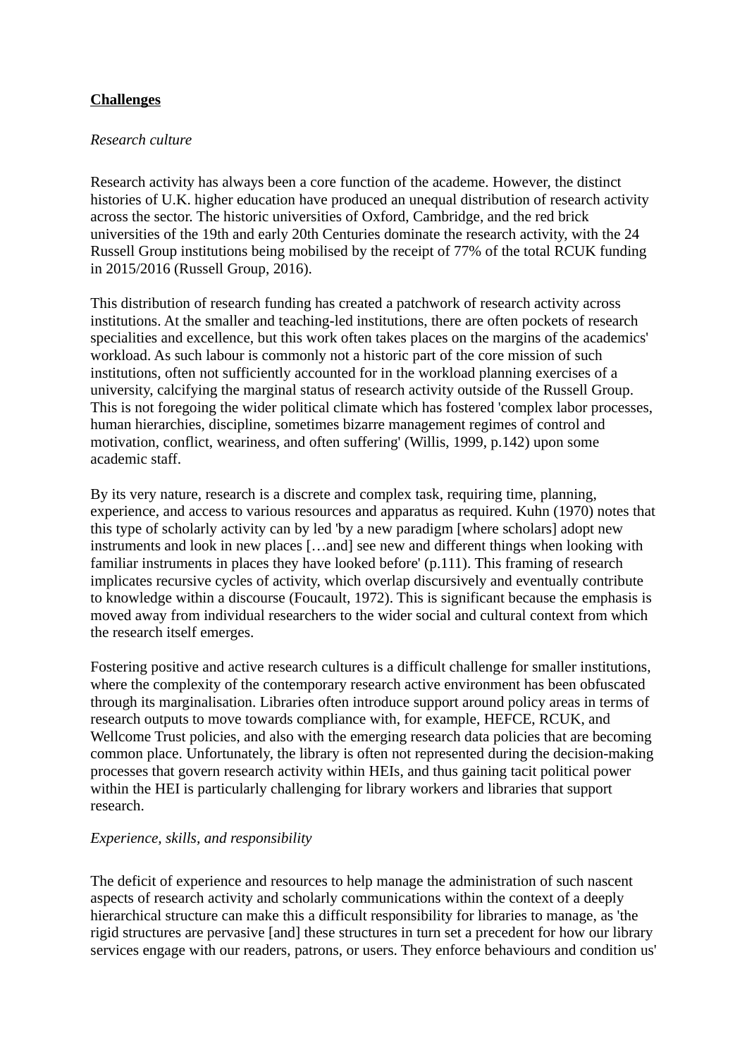**Challenges**

*Research culture*

Research activity has always been a core function of the academe. However, the distinct histories of U.K. higher education have produced an unequal distribution of research activity across the sector. The historic universities of Oxford, Cambridge, and the red brick universities of the 19th and early 20th Centuries dominate the research activity, with the 24 Russell Group institutions being mobilised by the receipt of 77% of the total RCUK funding in 2015/2016 (Russell Group, 2016).

This distribution of research funding has created a patchwork of research activity across institutions. At the smaller and teaching-led institutions, there are often pockets of research specialities and excellence, but this work often takes places on the margins of the academics' workload. As such labour is commonly not a historic part of the core mission of such institutions, often not sufficiently accounted for in the workload planning exercises of a university, calcifying the marginal status of research activity outside of the Russell Group. This is not foregoing the wider political climate which has fostered 'complex labor processes, human hierarchies, discipline, sometimes bizarre management regimes of control and motivation, conflict, weariness, and often suffering' (Willis, 1999, p.142) upon some academic staff.

By its very nature, research is a discrete and complex task, requiring time, planning, experience, and access to various resources and apparatus as required. Kuhn (1970) notes that this type of scholarly activity can by led 'by a new paradigm [where scholars] adopt new instruments and look in new places […and] see new and different things when looking with familiar instruments in places they have looked before' (p.111). This framing of research implicates recursive cycles of activity, which overlap discursively and eventually contribute to knowledge within a discourse (Foucault, 1972). This is significant because the emphasis is moved away from individual researchers to the wider social and cultural context from which the research itself emerges.

Fostering positive and active research cultures is a difficult challenge for smaller institutions, where the complexity of the contemporary research active environment has been obfuscated through its marginalisation. Libraries often introduce support around policy areas in terms of research outputs to move towards compliance with, for example, HEFCE, RCUK, and Wellcome Trust policies, and also with the emerging research data policies that are becoming common place. Unfortunately, the library is often not represented during the decision-making processes that govern research activity within HEIs, and thus gaining tacit political power within the HEI is particularly challenging for library workers and libraries that support research.

*Experience, skills, and responsibility*

The deficit of experience and resources to help manage the administration of such nascent aspects of research activity and scholarly communications within the context of a deeply hierarchical structure can make this a difficult responsibility for libraries to manage, as 'the rigid structures are pervasive [and] these structures in turn set a precedent for how our library services engage with our readers, patrons, or users. They enforce behaviours and condition us'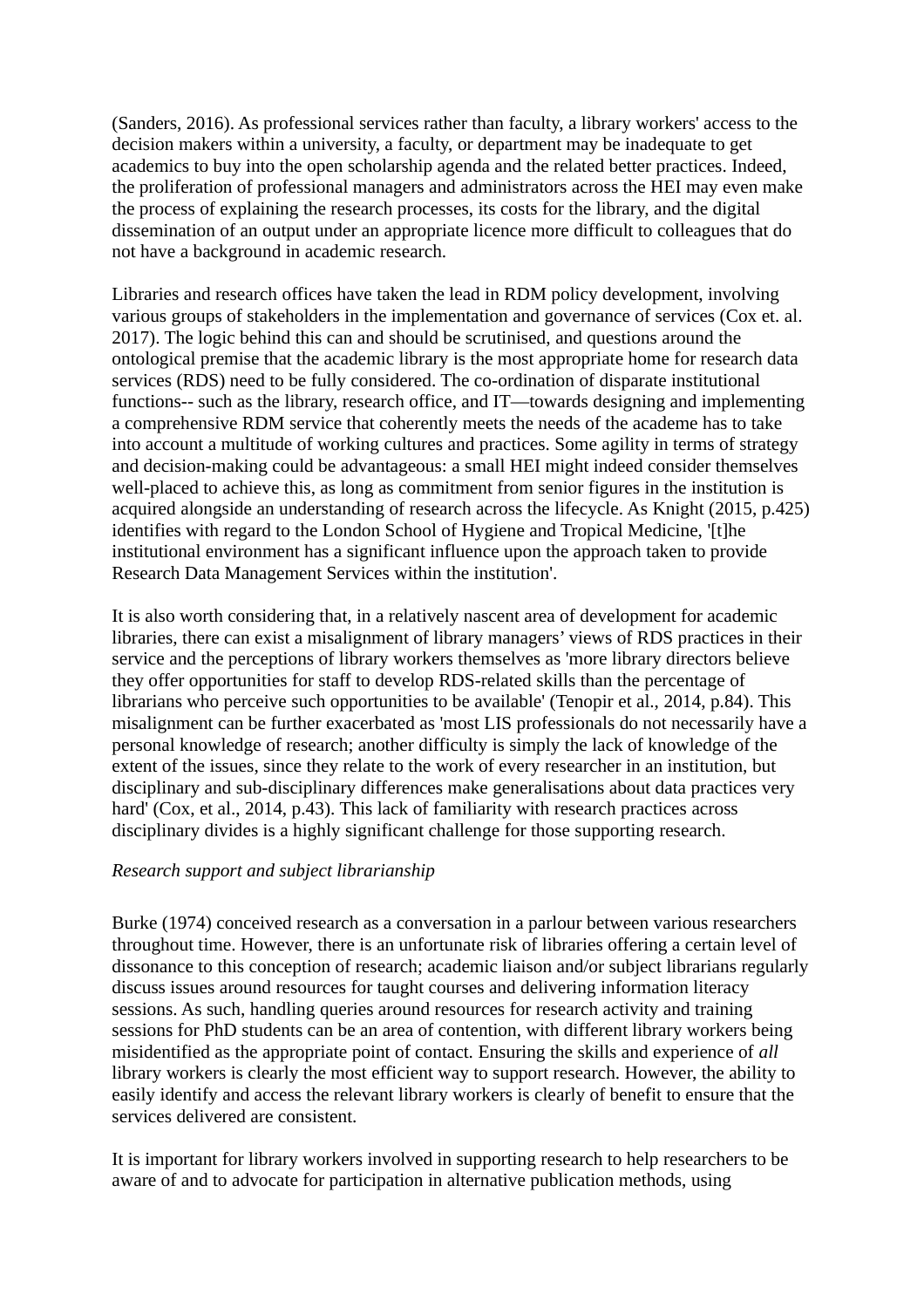(Sanders, 2016). As professional services rather than faculty, a library workers' access to the decision makers within a university, a faculty, or department may be inadequate to get academics to buy into the open scholarship agenda and the related better practices. Indeed, the proliferation of professional managers and administrators across the HEI may even make the process of explaining the research processes, its costs for the library, and the digital dissemination of an output under an appropriate licence more difficult to colleagues that do not have a background in academic research.

Libraries and research offices have taken the lead in RDM policy development, involving various groups of stakeholders in the implementation and governance of services (Cox et. al. 2017). The logic behind this can and should be scrutinised, and questions around the ontological premise that the academic library is the most appropriate home for research data services (RDS) need to be fully considered. The co-ordination of disparate institutional functions-- such as the library, research office, and IT—towards designing and implementing a comprehensive RDM service that coherently meets the needs of the academe has to take into account a multitude of working cultures and practices. Some agility in terms of strategy and decision-making could be advantageous: a small HEI might indeed consider themselves well-placed to achieve this, as long as commitment from senior figures in the institution is acquired alongside an understanding of research across the lifecycle. As Knight (2015, p.425) identifies with regard to the London School of Hygiene and Tropical Medicine, '[t]he institutional environment has a significant influence upon the approach taken to provide Research Data Management Services within the institution'.

It is also worth considering that, in a relatively nascent area of development for academic libraries, there can exist a misalignment of library managers' views of RDS practices in their service and the perceptions of library workers themselves as 'more library directors believe they offer opportunities for staff to develop RDS-related skills than the percentage of librarians who perceive such opportunities to be available' (Tenopir et al., 2014, p.84). This misalignment can be further exacerbated as 'most LIS professionals do not necessarily have a personal knowledge of research; another difficulty is simply the lack of knowledge of the extent of the issues, since they relate to the work of every researcher in an institution, but disciplinary and sub-disciplinary differences make generalisations about data practices very hard' (Cox, et al., 2014, p.43). This lack of familiarity with research practices across disciplinary divides is a highly significant challenge for those supporting research.

*Research support and subject librarianship*

Burke (1974) conceived research as a conversation in a parlour between various researchers throughout time. However, there is an unfortunate risk of libraries offering a certain level of dissonance to this conception of research; academic liaison and/or subject librarians regularly discuss issues around resources for taught courses and delivering information literacy sessions. As such, handling queries around resources for research activity and training sessions for PhD students can be an area of contention, with different library workers being misidentified as the appropriate point of contact. Ensuring the skills and experience of *all* library workers is clearly the most efficient way to support research. However, the ability to easily identify and access the relevant library workers is clearly of benefit to ensure that the services delivered are consistent.

It is important for library workers involved in supporting research to help researchers to be aware of and to advocate for participation in alternative publication methods, using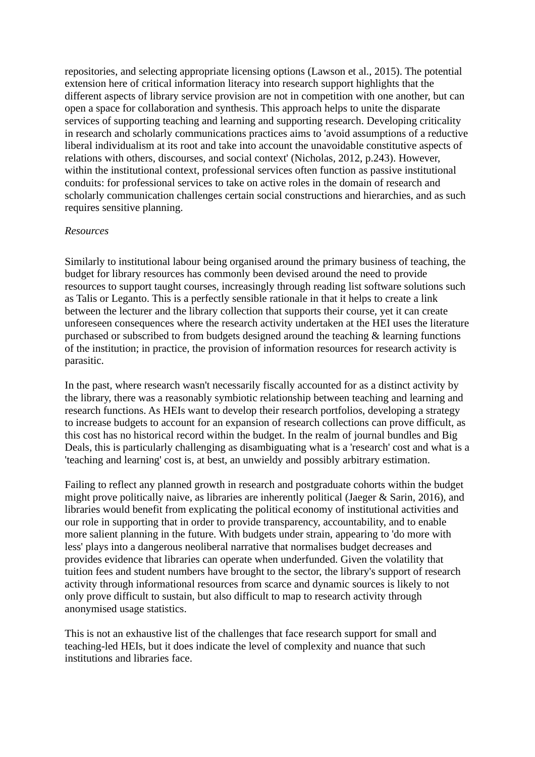repositories, and selecting appropriate licensing options (Lawson et al., 2015). The potential extension here of critical information literacy into research support highlights that the different aspects of library service provision are not in competition with one another, but can open a space for collaboration and synthesis. This approach helps to unite the disparate services of supporting teaching and learning and supporting research. Developing criticality in research and scholarly communications practices aims to 'avoid assumptions of a reductive liberal individualism at its root and take into account the unavoidable constitutive aspects of relations with others, discourses, and social context' (Nicholas, 2012, p.243). However, within the institutional context, professional services often function as passive institutional conduits: for professional services to take on active roles in the domain of research and scholarly communication challenges certain social constructions and hierarchies, and as such requires sensitive planning.

*Resources*

Similarly to institutional labour being organised around the primary business of teaching, the budget for library resources has commonly been devised around the need to provide resources to support taught courses, increasingly through reading list software solutions such as Talis or Leganto. This is a perfectly sensible rationale in that it helps to create a link between the lecturer and the library collection that supports their course, yet it can create unforeseen consequences where the research activity undertaken at the HEI uses the literature purchased or subscribed to from budgets designed around the teaching & learning functions of the institution; in practice, the provision of information resources for research activity is parasitic.

In the past, where research wasn't necessarily fiscally accounted for as a distinct activity by the library, there was a reasonably symbiotic relationship between teaching and learning and research functions. As HEIs want to develop their research portfolios, developing a strategy to increase budgets to account for an expansion of research collections can prove difficult, as this cost has no historical record within the budget. In the realm of journal bundles and Big Deals, this is particularly challenging as disambiguating what is a 'research' cost and what is a 'teaching and learning' cost is, at best, an unwieldy and possibly arbitrary estimation.

Failing to reflect any planned growth in research and postgraduate cohorts within the budget might prove politically naive, as libraries are inherently political (Jaeger & Sarin, 2016), and libraries would benefit from explicating the political economy of institutional activities and our role in supporting that in order to provide transparency, accountability, and to enable more salient planning in the future. With budgets under strain, appearing to 'do more with less' plays into a dangerous neoliberal narrative that normalises budget decreases and provides evidence that libraries can operate when underfunded. Given the volatility that tuition fees and student numbers have brought to the sector, the library's support of research activity through informational resources from scarce and dynamic sources is likely to not only prove difficult to sustain, but also difficult to map to research activity through anonymised usage statistics.

This is not an exhaustive list of the challenges that face research support for small and teaching-led HEIs, but it does indicate the level of complexity and nuance that such institutions and libraries face.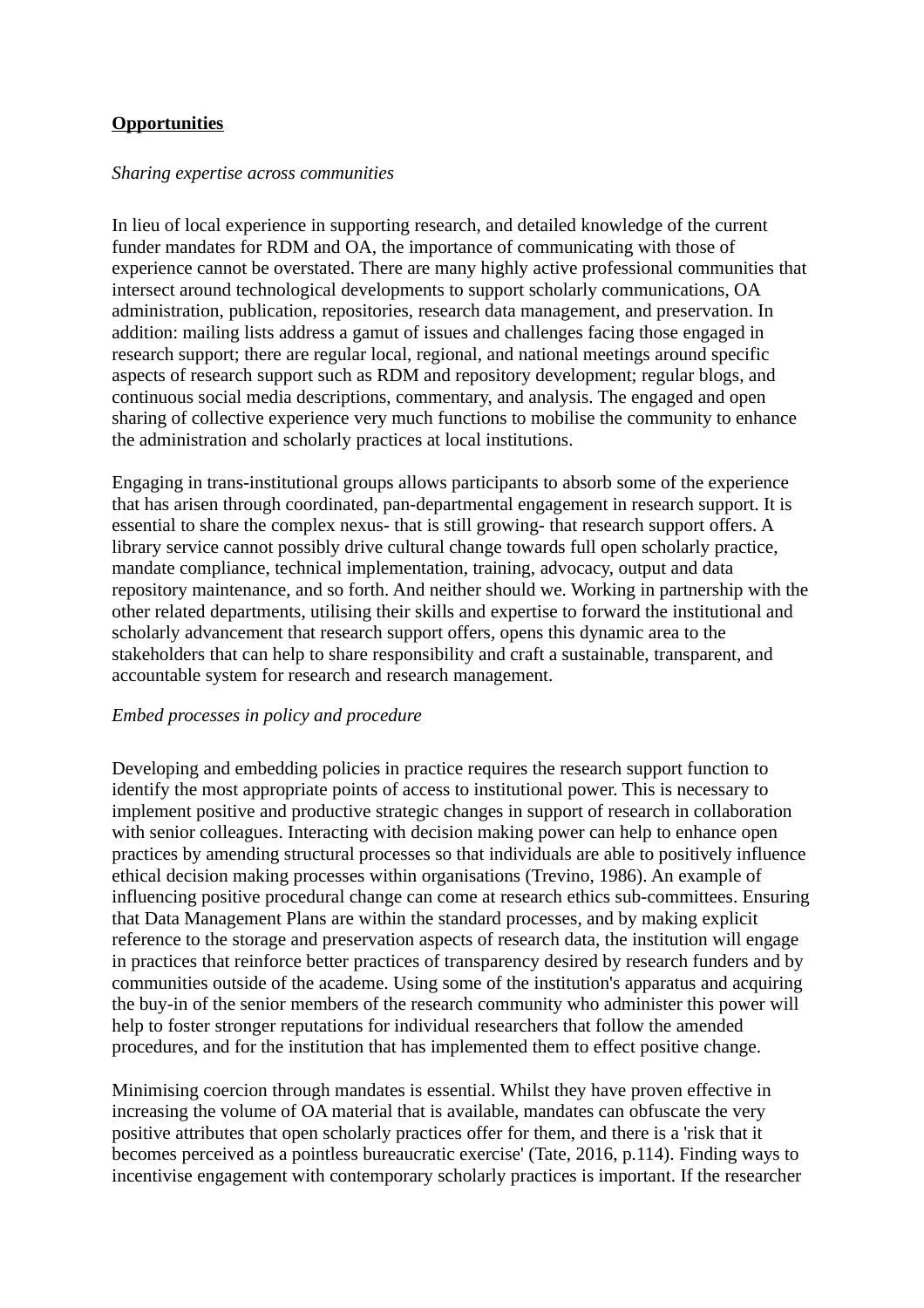**Opportunities**

*Sharing expertise across communities*

In lieu of local experience in supporting research, and detailed knowledge of the current funder mandates for RDM and OA, the importance of communicating with those of experience cannot be overstated. There are many highly active professional communities that intersect around technological developments to support scholarly communications, OA administration, publication, repositories, research data management, and preservation. In addition: mailing lists address a gamut of issues and challenges facing those engaged in research support; there are regular local, regional, and national meetings around specific aspects of research support such as RDM and repository development; regular blogs, and continuous social media descriptions, commentary, and analysis. The engaged and open sharing of collective experience very much functions to mobilise the community to enhance the administration and scholarly practices at local institutions.

Engaging in trans-institutional groups allows participants to absorb some of the experience that has arisen through coordinated, pan-departmental engagement in research support. It is essential to share the complex nexus- that is still growing- that research support offers. A library service cannot possibly drive cultural change towards full open scholarly practice, mandate compliance, technical implementation, training, advocacy, output and data repository maintenance, and so forth. And neither should we. Working in partnership with the other related departments, utilising their skills and expertise to forward the institutional and scholarly advancement that research support offers, opens this dynamic area to the stakeholders that can help to share responsibility and craft a sustainable, transparent, and accountable system for research and research management.

*Embed processes in policy and procedure*

Developing and embedding policies in practice requires the research support function to identify the most appropriate points of access to institutional power. This is necessary to implement positive and productive strategic changes in support of research in collaboration with senior colleagues. Interacting with decision making power can help to enhance open practices by amending structural processes so that individuals are able to positively influence ethical decision making processes within organisations (Trevino, 1986). An example of influencing positive procedural change can come at research ethics sub-committees. Ensuring that Data Management Plans are within the standard processes, and by making explicit reference to the storage and preservation aspects of research data, the institution will engage in practices that reinforce better practices of transparency desired by research funders and by communities outside of the academe. Using some of the institution's apparatus and acquiring the buy-in of the senior members of the research community who administer this power will help to foster stronger reputations for individual researchers that follow the amended procedures, and for the institution that has implemented them to effect positive change.

Minimising coercion through mandates is essential. Whilst they have proven effective in increasing the volume of OA material that is available, mandates can obfuscate the very positive attributes that open scholarly practices offer for them, and there is a 'risk that it becomes perceived as a pointless bureaucratic exercise' (Tate, 2016, p.114). Finding ways to incentivise engagement with contemporary scholarly practices is important. If the researcher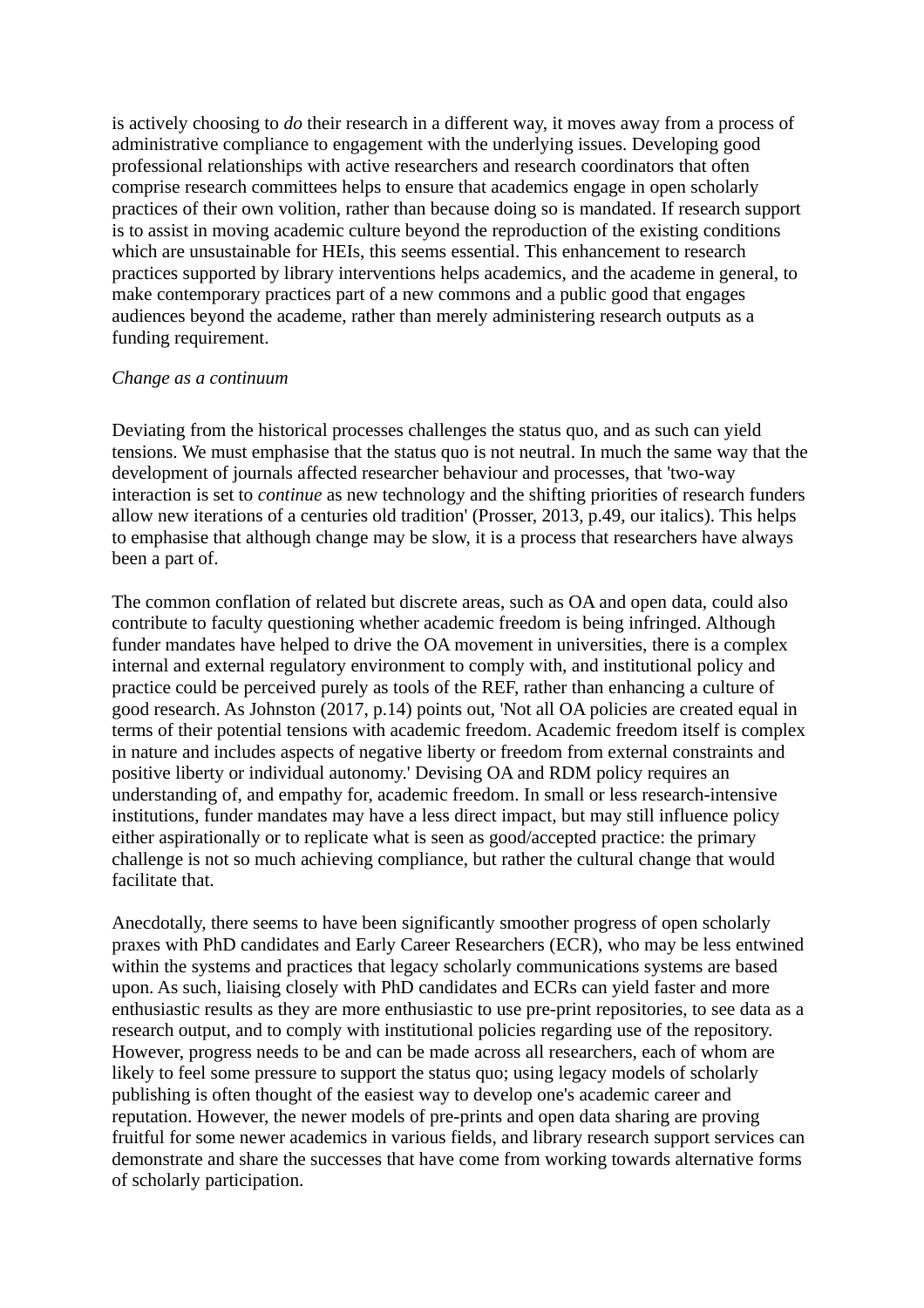is actively choosing to *do* their research in a different way, it moves away from a process of administrative compliance to engagement with the underlying issues. Developing good professional relationships with active researchers and research coordinators that often comprise research committees helps to ensure that academics engage in open scholarly practices of their own volition, rather than because doing so is mandated. If research support is to assist in moving academic culture beyond the reproduction of the existing conditions which are unsustainable for HEIs, this seems essential. This enhancement to research practices supported by library interventions helps academics, and the academe in general, to make contemporary practices part of a new commons and a public good that engages audiences beyond the academe, rather than merely administering research outputs as a funding requirement.

*Change as a continuum*

Deviating from the historical processes challenges the status quo, and as such can yield tensions. We must emphasise that the status quo is not neutral. In much the same way that the development of journals affected researcher behaviour and processes, that 'two-way interaction is set to *continue* as new technology and the shifting priorities of research funders allow new iterations of a centuries old tradition' (Prosser, 2013, p.49, our italics). This helps to emphasise that although change may be slow, it is a process that researchers have always been a part of.

The common conflation of related but discrete areas, such as OA and open data, could also contribute to faculty questioning whether academic freedom is being infringed. Although funder mandates have helped to drive the OA movement in universities, there is a complex internal and external regulatory environment to comply with, and institutional policy and practice could be perceived purely as tools of the REF, rather than enhancing a culture of good research. As Johnston (2017, p.14) points out, 'Not all OA policies are created equal in terms of their potential tensions with academic freedom. Academic freedom itself is complex in nature and includes aspects of negative liberty or freedom from external constraints and positive liberty or individual autonomy.' Devising OA and RDM policy requires an understanding of, and empathy for, academic freedom. In small or less research-intensive institutions, funder mandates may have a less direct impact, but may still influence policy either aspirationally or to replicate what is seen as good/accepted practice: the primary challenge is not so much achieving compliance, but rather the cultural change that would facilitate that.

Anecdotally, there seems to have been significantly smoother progress of open scholarly praxes with PhD candidates and Early Career Researchers (ECR), who may be less entwined within the systems and practices that legacy scholarly communications systems are based upon. As such, liaising closely with PhD candidates and ECRs can yield faster and more enthusiastic results as they are more enthusiastic to use pre-print repositories, to see data as a research output, and to comply with institutional policies regarding use of the repository. However, progress needs to be and can be made across all researchers, each of whom are likely to feel some pressure to support the status quo; using legacy models of scholarly publishing is often thought of the easiest way to develop one's academic career and reputation. However, the newer models of pre-prints and open data sharing are proving fruitful for some newer academics in various fields, and library research support services can demonstrate and share the successes that have come from working towards alternative forms of scholarly participation.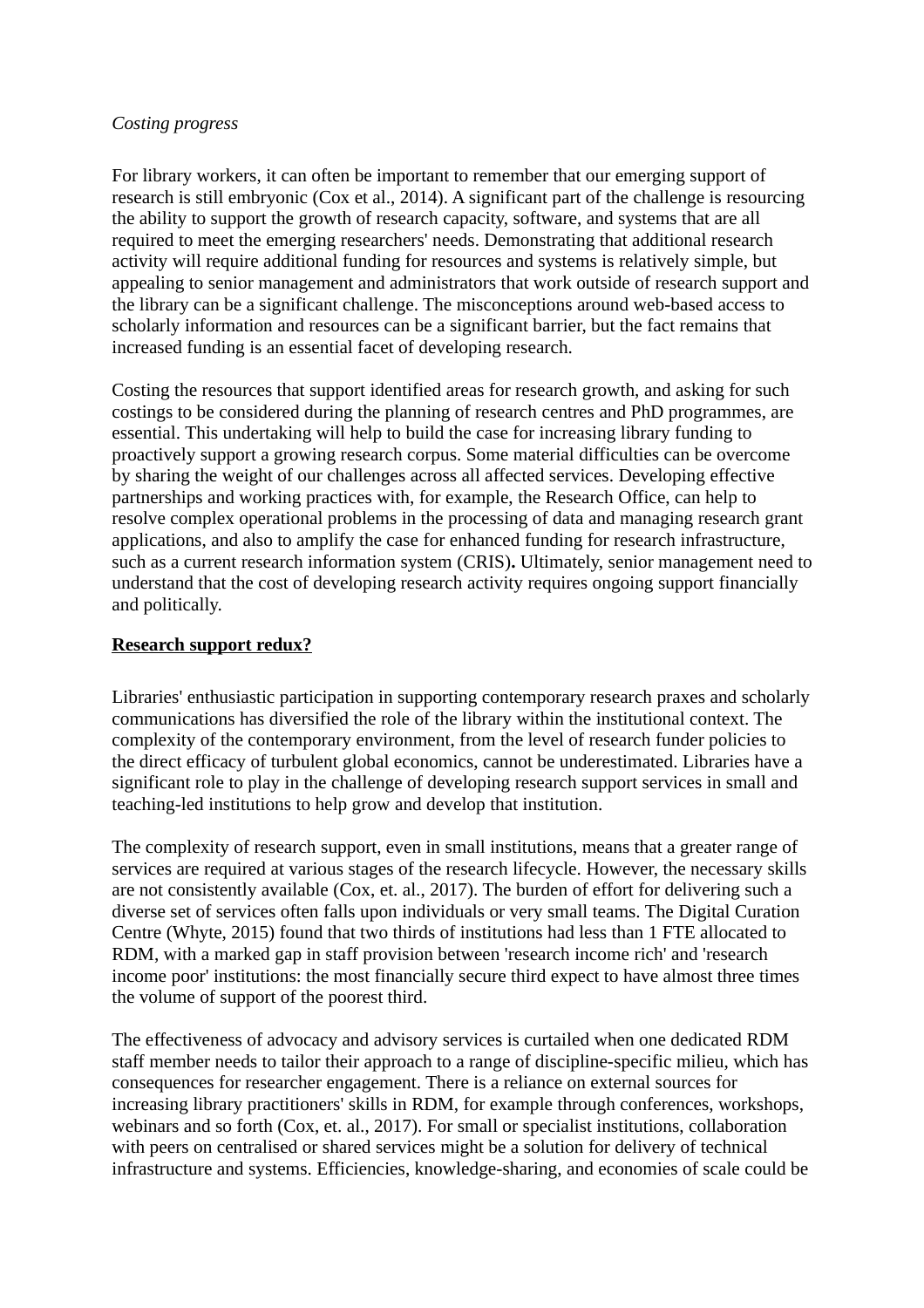*Costing progress*

For library workers, it can often be important to remember that our emerging support of research is still embryonic (Cox et al., 2014). A significant part of the challenge is resourcing the ability to support the growth of research capacity, software, and systems that are all required to meet the emerging researchers' needs. Demonstrating that additional research activity will require additional funding for resources and systems is relatively simple, but appealing to senior management and administrators that work outside of research support and the library can be a significant challenge. The misconceptions around web-based access to scholarly information and resources can be a significant barrier, but the fact remains that increased funding is an essential facet of developing research.

Costing the resources that support identified areas for research growth, and asking for such costings to be considered during the planning of research centres and PhD programmes, are essential. This undertaking will help to build the case for increasing library funding to proactively support a growing research corpus. Some material difficulties can be overcome by sharing the weight of our challenges across all affected services. Developing effective partnerships and working practices with, for example, the Research Office, can help to resolve complex operational problems in the processing of data and managing research grant applications, and also to amplify the case for enhanced funding for research infrastructure, such as a current research information system (CRIS)**.** Ultimately, senior management need to understand that the cost of developing research activity requires ongoing support financially and politically.

## Research support redux?

Libraries' enthusiastic participation in supporting contemporary research praxes and scholarly communications has diversified the role of the library within the institutional context. The complexity of the contemporary environment, from the level of research funder policies to the direct efficacy of turbulent global economics, cannot be underestimated. Libraries have a significant role to play in the challenge of developing research support services in small and teaching-led institutions to help grow and develop that institution.

The complexity of research support, even in small institutions, means that a greater range of services are required at various stages of the research lifecycle. However, the necessary skills are not consistently available (Cox, et. al., 2017). The burden of effort for delivering such a diverse set of services often falls upon individuals or very small teams. The Digital Curation Centre (Whyte, 2015) found that two thirds of institutions had less than 1 FTE allocated to RDM, with a marked gap in staff provision between 'research income rich' and 'research income poor' institutions: the most financially secure third expect to have almost three times the volume of support of the poorest third.

The effectiveness of advocacy and advisory services is curtailed when one dedicated RDM staff member needs to tailor their approach to a range of discipline-specific milieu, which has consequences for researcher engagement. There is a reliance on external sources for increasing library practitioners' skills in RDM, for example through conferences, workshops, webinars and so forth (Cox, et. al., 2017). For small or specialist institutions, collaboration with peers on centralised or shared services might be a solution for delivery of technical infrastructure and systems. Efficiencies, knowledge-sharing, and economies of scale could be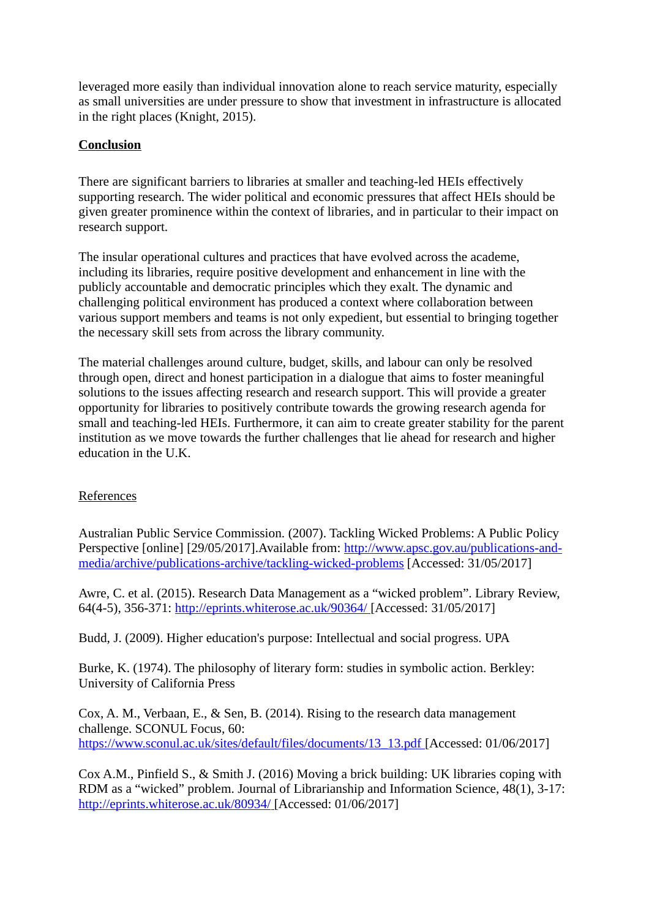leveraged more easily than individual innovation alone to reach service maturity, especially as small universities are under pressure to show that investment in infrastructure is allocated in the right places (Knight, 2015).

## **Conclusion**

There are significant barriers to libraries at smaller and teaching-led HEIs effectively supporting research. The wider political and economic pressures that affect HEIs should be given greater prominence within the context of libraries, and in particular to their impact on research support.

The insular operational cultures and practices that have evolved across the academe, including its libraries, require positive development and enhancement in line with the publicly accountable and democratic principles which they exalt. The dynamic and challenging political environment has produced a context where collaboration between various support members and teams is not only expedient, but essential to bringing together the necessary skill sets from across the library community.

The material challenges around culture, budget, skills, and labour can only be resolved through open, direct and honest participation in a dialogue that aims to foster meaningful solutions to the issues affecting research and research support. This will provide a greater opportunity for libraries to positively contribute towards the growing research agenda for small and teaching-led HEIs. Furthermore, it can aim to create greater stability for the parent institution as we move towards the further challenges that lie ahead for research and higher education in the U.K.

## References

Australian Public Service Commission. (2007). Tackling Wicked Problems: A Public Policy Perspective [online] [29/05/2017].Available from: http://www.apsc.gov.au/publications-and-media/archive/publications-archive/tackling-wicked-problems [Accessed: 31/05/2017]

Awre, C. et al. (2015). Research Data Management as a "wicked problem". Library Review, 64(4-5), 356-371: http://eprints.whiterose.ac.uk/90364/ [Accessed: 31/05/2017]

Budd, J. (2009). Higher education's purpose: Intellectual and social progress. UPA

Burke, K. (1974). The philosophy of literary form: studies in symbolic action. Berkley: University of California Press

Cox, A. M., Verbaan, E., & Sen, B. (2014). Rising to the research data management challenge. SCONUL Focus, 60: https://www.sconul.ac.uk/sites/default/files/documents/13_13.pdf [Accessed: 01/06/2017]

Cox A.M., Pinfield S., & Smith J. (2016) Moving a brick building: UK libraries coping with RDM as a "wicked" problem. Journal of Librarianship and Information Science, 48(1), 3-17: http://eprints.whiterose.ac.uk/80934/ [Accessed: 01/06/2017]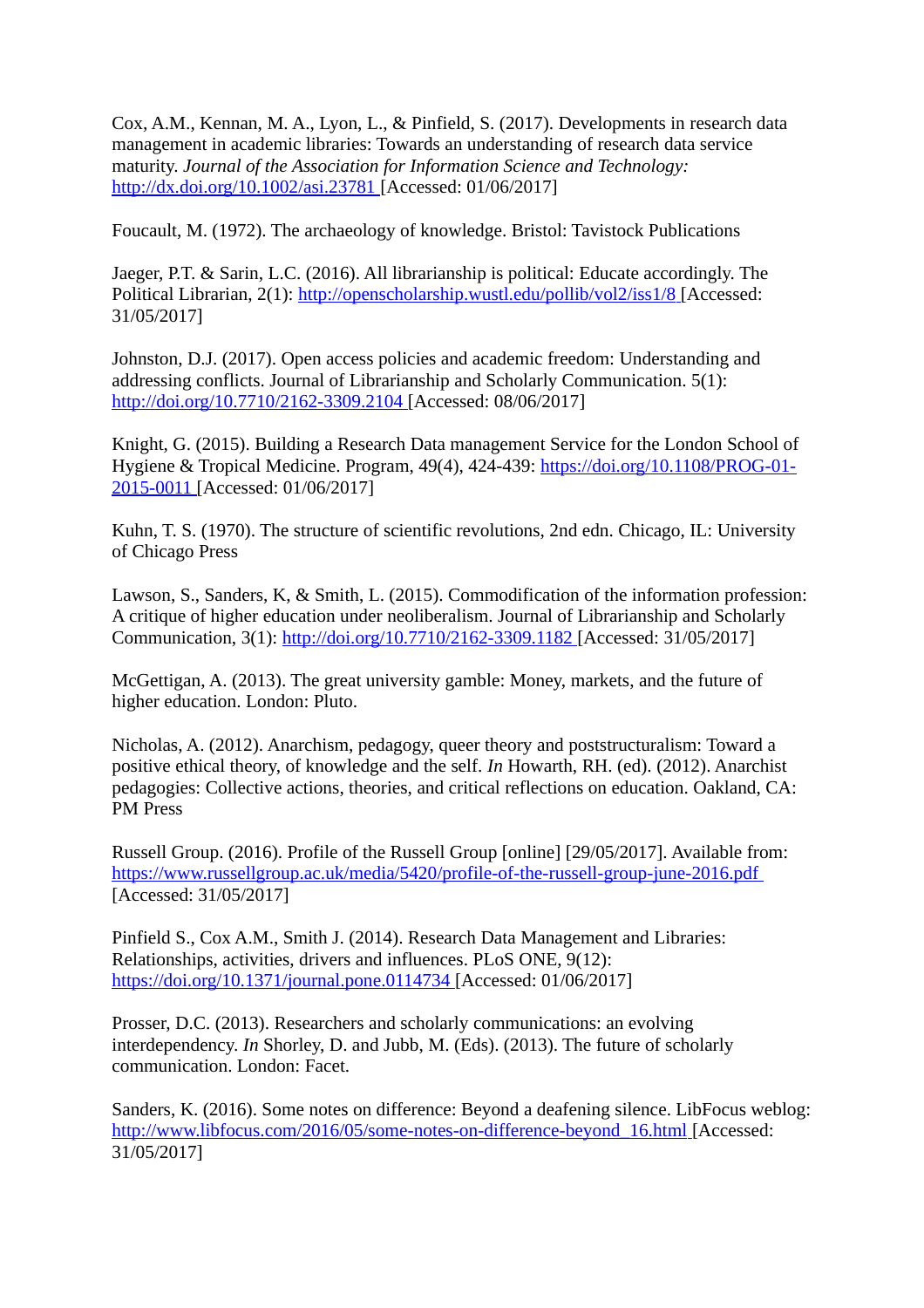Cox, A.M., Kennan, M. A., Lyon, L., & Pinfield, S. (2017). Developments in research data management in academic libraries: Towards an understanding of research data service maturity. *Journal of the Association for Information Science and Technology:* http://dx.doi.org/10.1002/asi.23781 [Accessed: 01/06/2017]

Foucault, M. (1972). The archaeology of knowledge. Bristol: Tavistock Publications

Jaeger, P.T. & Sarin, L.C. (2016). All librarianship is political: Educate accordingly. The Political Librarian, 2(1): http://openscholarship.wustl.edu/pollib/vol2/iss1/8 [Accessed: 31/05/2017]

Johnston, D.J. (2017). Open access policies and academic freedom: Understanding and addressing conflicts. Journal of Librarianship and Scholarly Communication. 5(1): http://doi.org/10.7710/2162-3309.2104 [Accessed: 08/06/2017]

Knight, G. (2015). Building a Research Data management Service for the London School of Hygiene & Tropical Medicine. Program, 49(4), 424-439: https://doi.org/10.1108/PROG-01-2015-0011 [Accessed: 01/06/2017]

Kuhn, T. S. (1970). The structure of scientific revolutions, 2nd edn. Chicago, IL: University of Chicago Press

Lawson, S., Sanders, K, & Smith, L. (2015). Commodification of the information profession: A critique of higher education under neoliberalism. Journal of Librarianship and Scholarly Communication, 3(1): http://doi.org/10.7710/2162-3309.1182 [Accessed: 31/05/2017]

McGettigan, A. (2013). The great university gamble: Money, markets, and the future of higher education. London: Pluto.

Nicholas, A. (2012). Anarchism, pedagogy, queer theory and poststructuralism: Toward a positive ethical theory, of knowledge and the self. *In* Howarth, RH. (ed). (2012). Anarchist pedagogies: Collective actions, theories, and critical reflections on education. Oakland, CA: PM Press

Russell Group. (2016). Profile of the Russell Group [online] [29/05/2017]. Available from: https://www.russellgroup.ac.uk/media/5420/profile-of-the-russell-group-june-2016.pdf [Accessed: 31/05/2017]

Pinfield S., Cox A.M., Smith J. (2014). Research Data Management and Libraries: Relationships, activities, drivers and influences. PLoS ONE, 9(12): https://doi.org/10.1371/journal.pone.0114734 [Accessed: 01/06/2017]

Prosser, D.C. (2013). Researchers and scholarly communications: an evolving interdependency. *In* Shorley, D. and Jubb, M. (Eds). (2013). The future of scholarly communication. London: Facet.

Sanders, K. (2016). Some notes on difference: Beyond a deafening silence. LibFocus weblog: http://www.libfocus.com/2016/05/some-notes-on-difference-beyond_16.html [Accessed: 31/05/2017]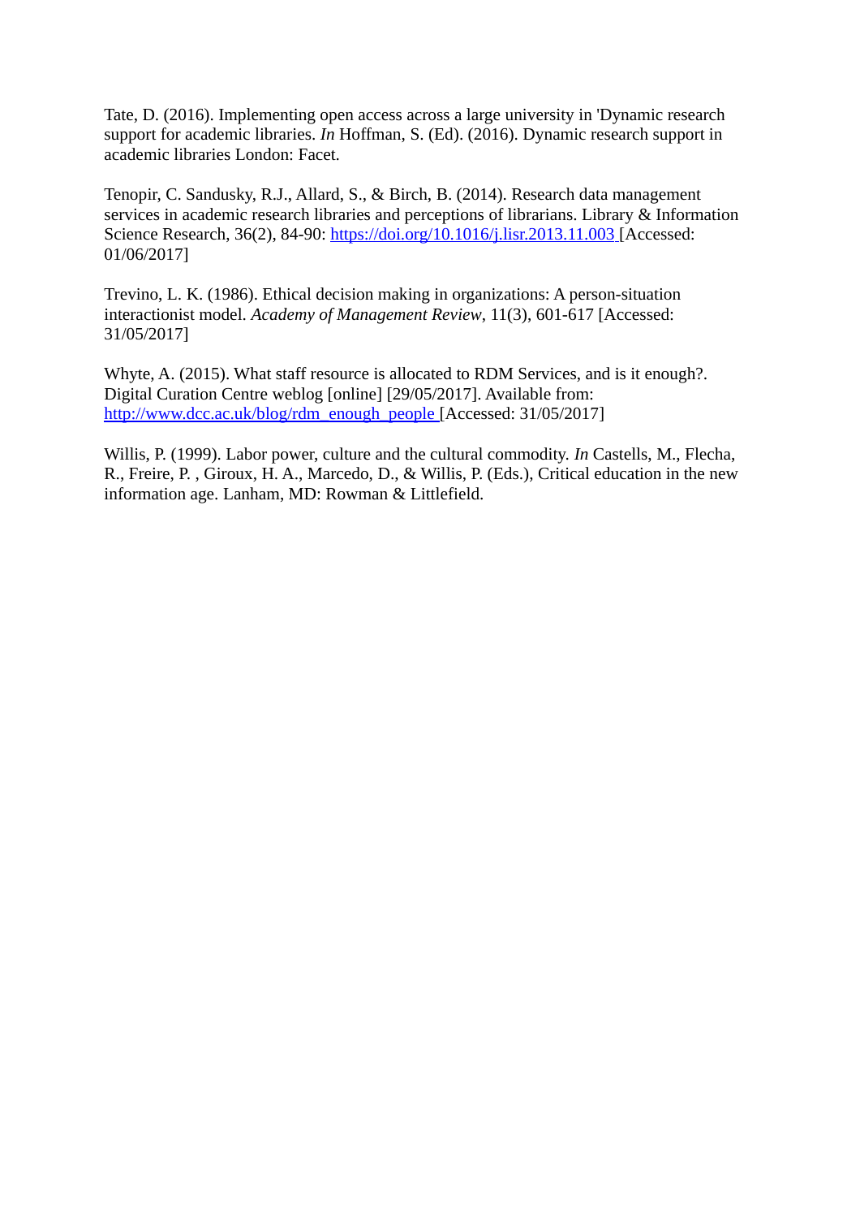Tate, D. (2016). Implementing open access across a large university in 'Dynamic research support for academic libraries. *In* Hoffman, S. (Ed). (2016). Dynamic research support in academic libraries London: Facet.

Tenopir, C. Sandusky, R.J., Allard, S., & Birch, B. (2014). Research data management services in academic research libraries and perceptions of librarians. Library & Information Science Research, 36(2), 84-90: https://doi.org/10.1016/j.lisr.2013.11.003 [Accessed: 01/06/2017]

Trevino, L. K. (1986). Ethical decision making in organizations: A person-situation interactionist model. *Academy of Management Review*, 11(3), 601-617 [Accessed: 31/05/2017]

Whyte, A. (2015). What staff resource is allocated to RDM Services, and is it enough?. Digital Curation Centre weblog [online] [29/05/2017]. Available from: http://www.dcc.ac.uk/blog/rdm_enough_people [Accessed: 31/05/2017]

Willis, P. (1999). Labor power, culture and the cultural commodity. *In* Castells, M., Flecha, R., Freire, P. , Giroux, H. A., Marcedo, D., & Willis, P. (Eds.), Critical education in the new information age. Lanham, MD: Rowman & Littlefield.